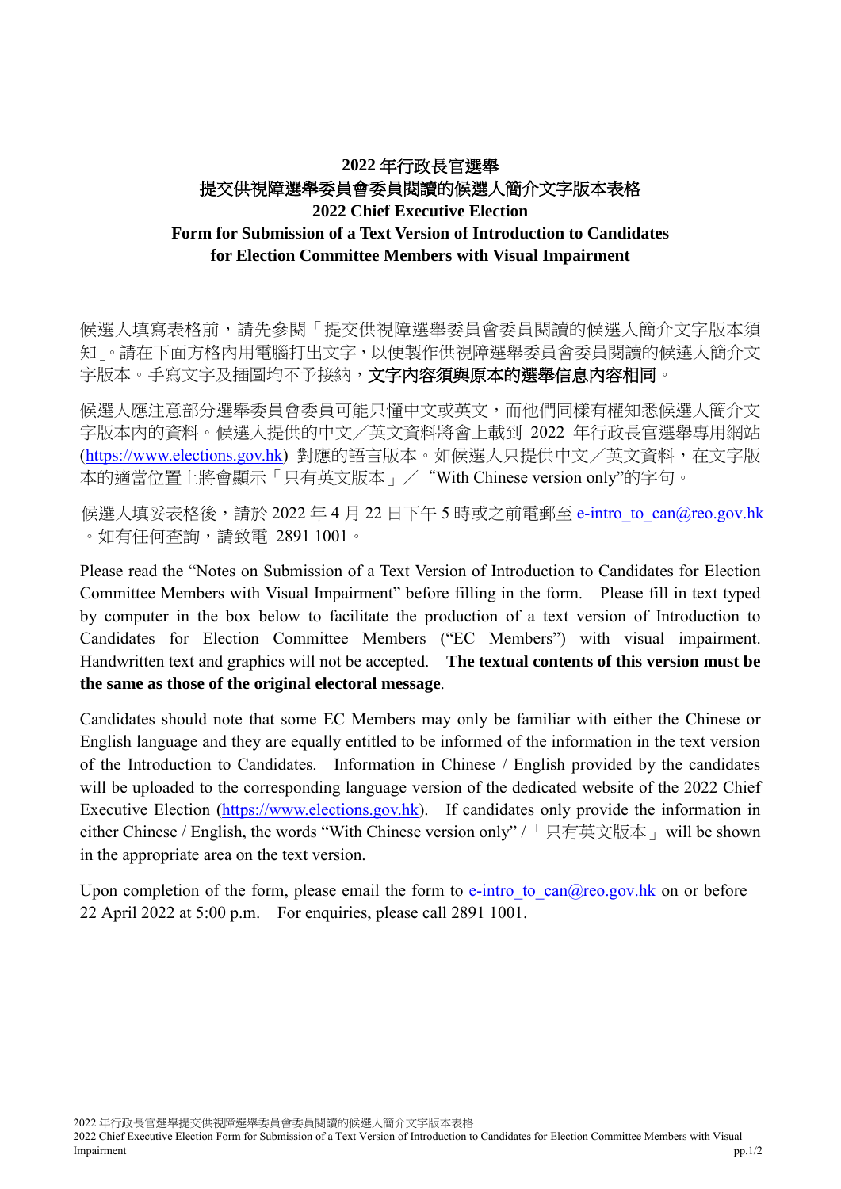# 2022 年行政長官選舉
# 提交供視障選舉委員會委員閱讀的候選人簡介文字版本表格
# 2022 Chief Executive Election
# Form for Submission of a Text Version of Introduction to Candidates for Election Committee Members with Visual Impairment

候選人填寫表格前，請先參閱「提交供視障選舉委員會委員閱讀的候選人簡介文字版本須知」。請在下面方格內用電腦打出文字，以便製作供視障選舉委員會委員閱讀的候選人簡介文字版本。手寫文字及插圖均不予接納，**文字內容須與原本的選舉信息內容相同**。

候選人應注意部分選舉委員會委員可能只懂中文或英文，而他們同樣有權知悉候選人簡介文字版本內的資料。候選人提供的中文／英文資料將會上載到 2022 年行政長官選舉專用網站 (https://www.elections.gov.hk) 對應的語言版本。如候選人只提供中文／英文資料，在文字版本的適當位置上將會顯示「只有英文版本」／ "With Chinese version only"的字句。

候選人填妥表格後，請於 2022 年 4 月 22 日下午 5 時或之前電郵至 e-intro_to_can@reo.gov.hk。如有任何查詢，請致電 2891 1001。

Please read the "Notes on Submission of a Text Version of Introduction to Candidates for Election Committee Members with Visual Impairment" before filling in the form. Please fill in text typed by computer in the box below to facilitate the production of a text version of Introduction to Candidates for Election Committee Members ("EC Members") with visual impairment. Handwritten text and graphics will not be accepted. **The textual contents of this version must be the same as those of the original electoral message**.

Candidates should note that some EC Members may only be familiar with either the Chinese or English language and they are equally entitled to be informed of the information in the text version of the Introduction to Candidates. Information in Chinese / English provided by the candidates will be uploaded to the corresponding language version of the dedicated website of the 2022 Chief Executive Election (https://www.elections.gov.hk). If candidates only provide the information in either Chinese / English, the words "With Chinese version only" / 「只有英文版本」 will be shown in the appropriate area on the text version.

Upon completion of the form, please email the form to e-intro_to_can@reo.gov.hk on or before 22 April 2022 at 5:00 p.m. For enquiries, please call 2891 1001.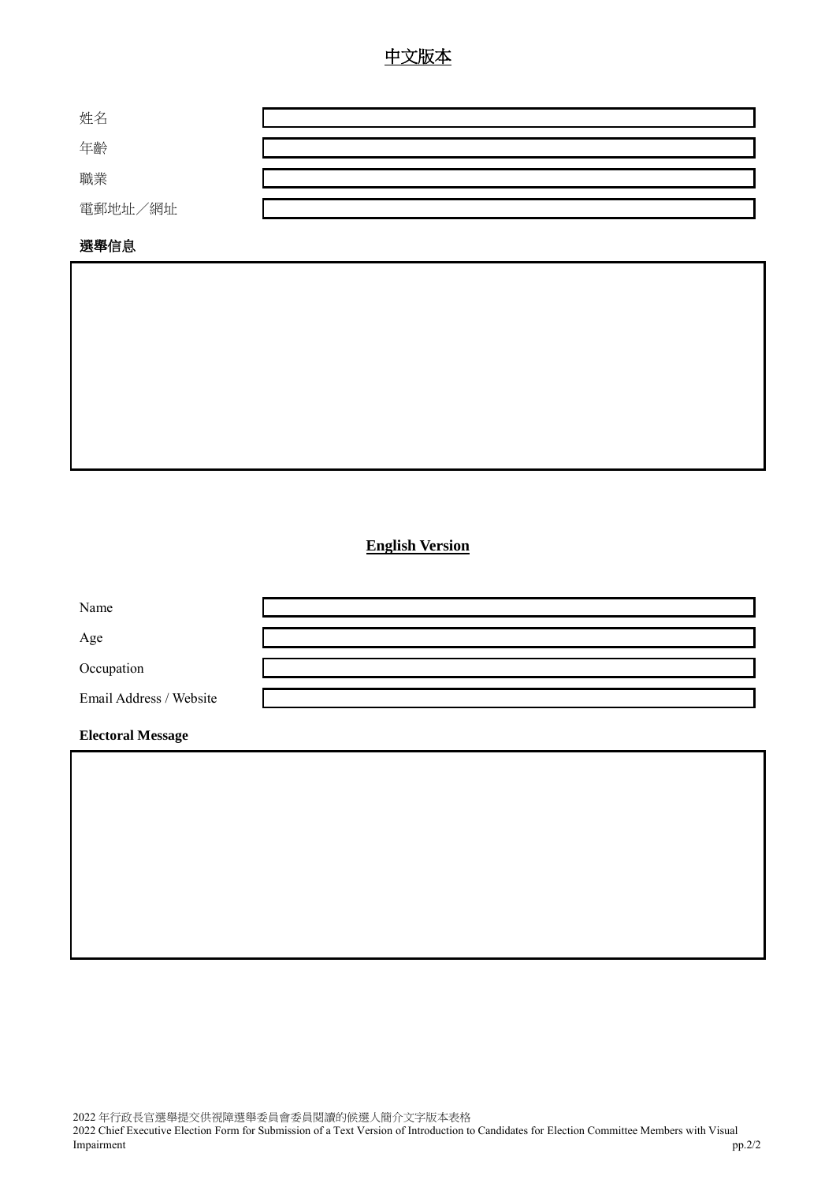# 中文版本

| | |
|---|---|
| 姓名 | |
| 年齡 | |
| 職業 | |
| 電郵地址／網址 | |

**選舉信息**

| |
|---|
| |

# English Version

| | |
|---|---|
| Name | |
| Age | |
| Occupation | |
| Email Address / Website | |

**Electoral Message**

| |
|---|
| |

2022 年行政長官選舉提交供視障選舉委員會委員閱讀的候選人簡介文字版本表格

2022 Chief Executive Election Form for Submission of a Text Version of Introduction to Candidates for Election Committee Members with Visual Impairment